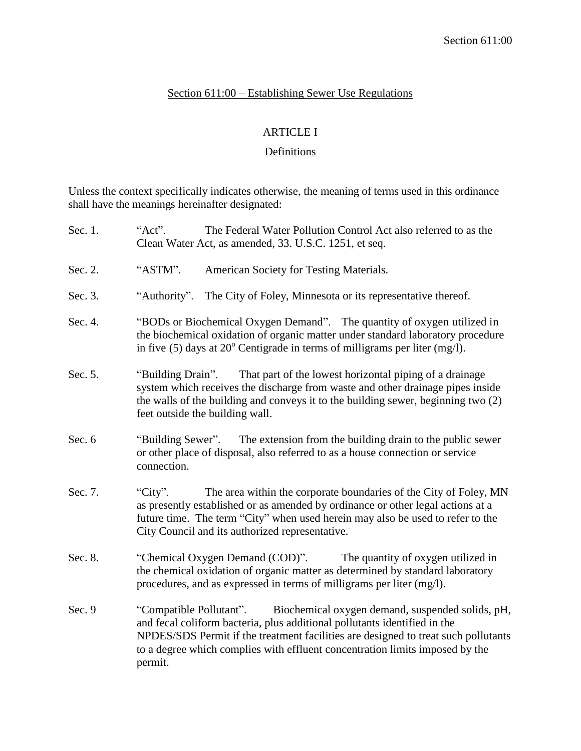## Section 611:00 – Establishing Sewer Use Regulations

### ARTICLE I

### Definitions

Unless the context specifically indicates otherwise, the meaning of terms used in this ordinance shall have the meanings hereinafter designated:

Sec. 1. "Act". The Federal Water Pollution Control Act also referred to as the Clean Water Act, as amended, 33. U.S.C. 1251, et seq.

Sec. 2. "ASTM". American Society for Testing Materials.

Sec. 3. "Authority". The City of Foley, Minnesota or its representative thereof.

Sec. 4. "BODs or Biochemical Oxygen Demand". The quantity of oxygen utilized in the biochemical oxidation of organic matter under standard laboratory procedure in five (5) days at $20^o$ Centigrade in terms of milligrams per liter (mg/l).

Sec. 5. "Building Drain". That part of the lowest horizontal piping of a drainage system which receives the discharge from waste and other drainage pipes inside the walls of the building and conveys it to the building sewer, beginning two (2) feet outside the building wall.

Sec. 6 "Building Sewer". The extension from the building drain to the public sewer or other place of disposal, also referred to as a house connection or service connection.

Sec. 7. "City". The area within the corporate boundaries of the City of Foley, MN as presently established or as amended by ordinance or other legal actions at a future time. The term "City" when used herein may also be used to refer to the City Council and its authorized representative.

Sec. 8. "Chemical Oxygen Demand (COD)". The quantity of oxygen utilized in the chemical oxidation of organic matter as determined by standard laboratory procedures, and as expressed in terms of milligrams per liter (mg/l).

Sec. 9 "Compatible Pollutant". Biochemical oxygen demand, suspended solids, pH, and fecal coliform bacteria, plus additional pollutants identified in the NPDES/SDS Permit if the treatment facilities are designed to treat such pollutants to a degree which complies with effluent concentration limits imposed by the permit.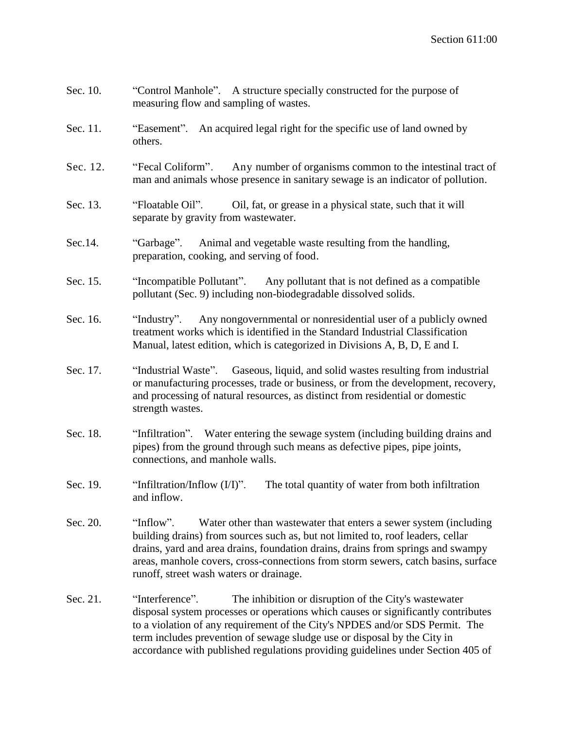Sec. 10. “Control Manhole”. A structure specially constructed for the purpose of measuring flow and sampling of wastes.

Sec. 11. “Easement”. An acquired legal right for the specific use of land owned by others.

Sec. 12. “Fecal Coliform”. Any number of organisms common to the intestinal tract of man and animals whose presence in sanitary sewage is an indicator of pollution.

Sec. 13. “Floatable Oil”. Oil, fat, or grease in a physical state, such that it will separate by gravity from wastewater.

Sec.14. “Garbage”. Animal and vegetable waste resulting from the handling, preparation, cooking, and serving of food.

Sec. 15. “Incompatible Pollutant”. Any pollutant that is not defined as a compatible pollutant (Sec. 9) including non-biodegradable dissolved solids.

Sec. 16. “Industry”. Any nongovernmental or nonresidential user of a publicly owned treatment works which is identified in the Standard Industrial Classification Manual, latest edition, which is categorized in Divisions A, B, D, E and I.

Sec. 17. “Industrial Waste”. Gaseous, liquid, and solid wastes resulting from industrial or manufacturing processes, trade or business, or from the development, recovery, and processing of natural resources, as distinct from residential or domestic strength wastes.

Sec. 18. “Infiltration”. Water entering the sewage system (including building drains and pipes) from the ground through such means as defective pipes, pipe joints, connections, and manhole walls.

Sec. 19. “Infiltration/Inflow (I/I)”. The total quantity of water from both infiltration and inflow.

Sec. 20. “Inflow”. Water other than wastewater that enters a sewer system (including building drains) from sources such as, but not limited to, roof leaders, cellar drains, yard and area drains, foundation drains, drains from springs and swampy areas, manhole covers, cross-connections from storm sewers, catch basins, surface runoff, street wash waters or drainage.

Sec. 21. “Interference”. The inhibition or disruption of the City's wastewater disposal system processes or operations which causes or significantly contributes to a violation of any requirement of the City's NPDES and/or SDS Permit. The term includes prevention of sewage sludge use or disposal by the City in accordance with published regulations providing guidelines under Section 405 of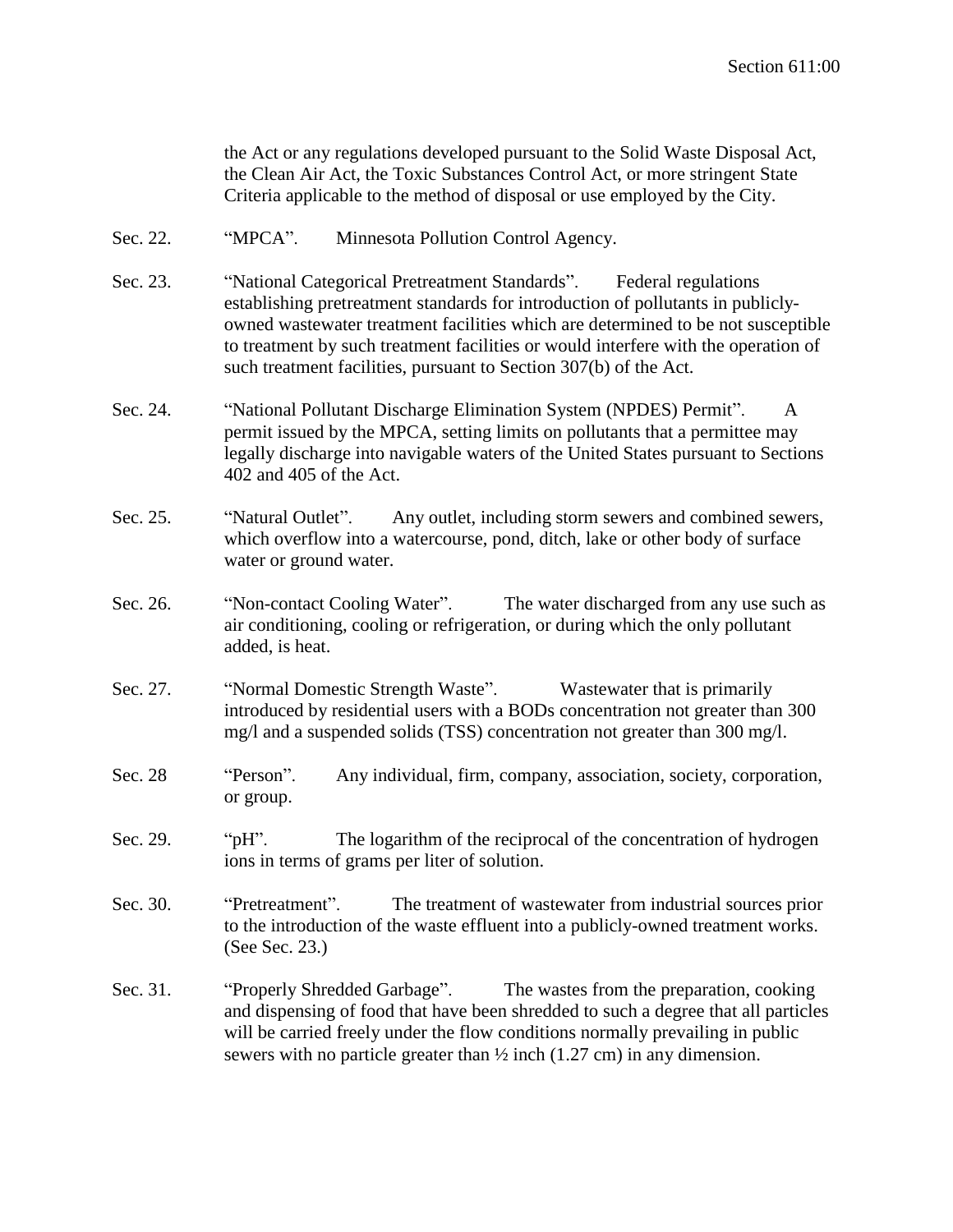the Act or any regulations developed pursuant to the Solid Waste Disposal Act, the Clean Air Act, the Toxic Substances Control Act, or more stringent State Criteria applicable to the method of disposal or use employed by the City.

Sec. 22. "MPCA". Minnesota Pollution Control Agency.

Sec. 23. "National Categorical Pretreatment Standards". Federal regulations establishing pretreatment standards for introduction of pollutants in publicly-owned wastewater treatment facilities which are determined to be not susceptible to treatment by such treatment facilities or would interfere with the operation of such treatment facilities, pursuant to Section 307(b) of the Act.

Sec. 24. "National Pollutant Discharge Elimination System (NPDES) Permit". A permit issued by the MPCA, setting limits on pollutants that a permittee may legally discharge into navigable waters of the United States pursuant to Sections 402 and 405 of the Act.

Sec. 25. "Natural Outlet". Any outlet, including storm sewers and combined sewers, which overflow into a watercourse, pond, ditch, lake or other body of surface water or ground water.

Sec. 26. "Non-contact Cooling Water". The water discharged from any use such as air conditioning, cooling or refrigeration, or during which the only pollutant added, is heat.

Sec. 27. "Normal Domestic Strength Waste". Wastewater that is primarily introduced by residential users with a BODs concentration not greater than 300 mg/l and a suspended solids (TSS) concentration not greater than 300 mg/l.

Sec. 28 "Person". Any individual, firm, company, association, society, corporation, or group.

Sec. 29. "pH". The logarithm of the reciprocal of the concentration of hydrogen ions in terms of grams per liter of solution.

Sec. 30. "Pretreatment". The treatment of wastewater from industrial sources prior to the introduction of the waste effluent into a publicly-owned treatment works. (See Sec. 23.)

Sec. 31. "Properly Shredded Garbage". The wastes from the preparation, cooking and dispensing of food that have been shredded to such a degree that all particles will be carried freely under the flow conditions normally prevailing in public sewers with no particle greater than ½ inch (1.27 cm) in any dimension.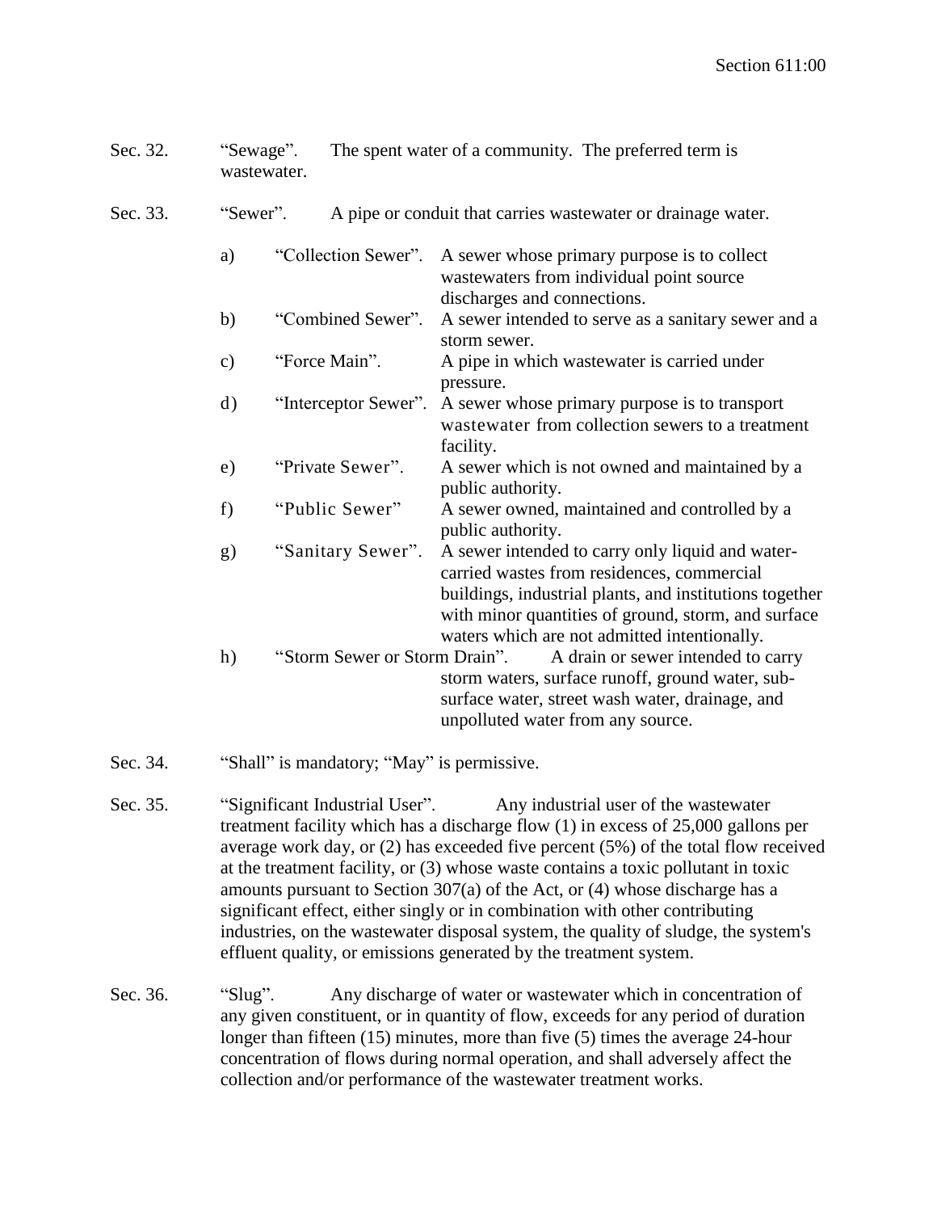Sec. 32. “Sewage”. The spent water of a community. The preferred term is wastewater.

Sec. 33. “Sewer”. A pipe or conduit that carries wastewater or drainage water.

- a) “Collection Sewer”. A sewer whose primary purpose is to collect wastewaters from individual point source discharges and connections.
- b) “Combined Sewer”. A sewer intended to serve as a sanitary sewer and a storm sewer.
- c) “Force Main”. A pipe in which wastewater is carried under pressure.
- d) “Interceptor Sewer”. A sewer whose primary purpose is to transport wastewater from collection sewers to a treatment facility.
- e) “Private Sewer”. A sewer which is not owned and maintained by a public authority.
- f) “Public Sewer” A sewer owned, maintained and controlled by a public authority.
- g) “Sanitary Sewer”. A sewer intended to carry only liquid and water-carried wastes from residences, commercial buildings, industrial plants, and institutions together with minor quantities of ground, storm, and surface waters which are not admitted intentionally.
- h) “Storm Sewer or Storm Drain”. A drain or sewer intended to carry storm waters, surface runoff, ground water, sub-surface water, street wash water, drainage, and unpolluted water from any source.

Sec. 34. “Shall” is mandatory; “May” is permissive.

Sec. 35. “Significant Industrial User”. Any industrial user of the wastewater treatment facility which has a discharge flow (1) in excess of 25,000 gallons per average work day, or (2) has exceeded five percent (5%) of the total flow received at the treatment facility, or (3) whose waste contains a toxic pollutant in toxic amounts pursuant to Section 307(a) of the Act, or (4) whose discharge has a significant effect, either singly or in combination with other contributing industries, on the wastewater disposal system, the quality of sludge, the system's effluent quality, or emissions generated by the treatment system.

Sec. 36. “Slug”. Any discharge of water or wastewater which in concentration of any given constituent, or in quantity of flow, exceeds for any period of duration longer than fifteen (15) minutes, more than five (5) times the average 24-hour concentration of flows during normal operation, and shall adversely affect the collection and/or performance of the wastewater treatment works.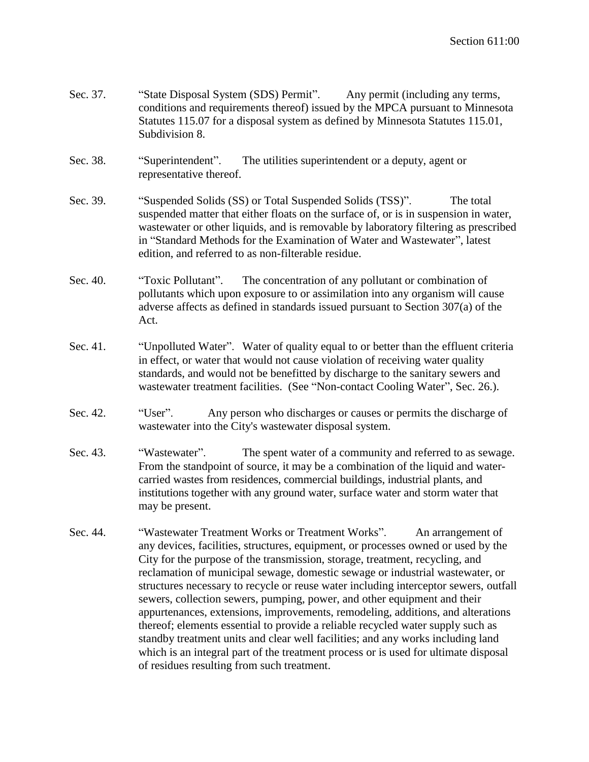Sec. 37. "State Disposal System (SDS) Permit". Any permit (including any terms, conditions and requirements thereof) issued by the MPCA pursuant to Minnesota Statutes 115.07 for a disposal system as defined by Minnesota Statutes 115.01, Subdivision 8.

Sec. 38. "Superintendent". The utilities superintendent or a deputy, agent or representative thereof.

Sec. 39. "Suspended Solids (SS) or Total Suspended Solids (TSS)". The total suspended matter that either floats on the surface of, or is in suspension in water, wastewater or other liquids, and is removable by laboratory filtering as prescribed in "Standard Methods for the Examination of Water and Wastewater", latest edition, and referred to as non-filterable residue.

Sec. 40. "Toxic Pollutant". The concentration of any pollutant or combination of pollutants which upon exposure to or assimilation into any organism will cause adverse affects as defined in standards issued pursuant to Section 307(a) of the Act.

Sec. 41. "Unpolluted Water". Water of quality equal to or better than the effluent criteria in effect, or water that would not cause violation of receiving water quality standards, and would not be benefitted by discharge to the sanitary sewers and wastewater treatment facilities. (See "Non-contact Cooling Water", Sec. 26.).

Sec. 42. "User". Any person who discharges or causes or permits the discharge of wastewater into the City's wastewater disposal system.

Sec. 43. "Wastewater". The spent water of a community and referred to as sewage. From the standpoint of source, it may be a combination of the liquid and water-carried wastes from residences, commercial buildings, industrial plants, and institutions together with any ground water, surface water and storm water that may be present.

Sec. 44. "Wastewater Treatment Works or Treatment Works". An arrangement of any devices, facilities, structures, equipment, or processes owned or used by the City for the purpose of the transmission, storage, treatment, recycling, and reclamation of municipal sewage, domestic sewage or industrial wastewater, or structures necessary to recycle or reuse water including interceptor sewers, outfall sewers, collection sewers, pumping, power, and other equipment and their appurtenances, extensions, improvements, remodeling, additions, and alterations thereof; elements essential to provide a reliable recycled water supply such as standby treatment units and clear well facilities; and any works including land which is an integral part of the treatment process or is used for ultimate disposal of residues resulting from such treatment.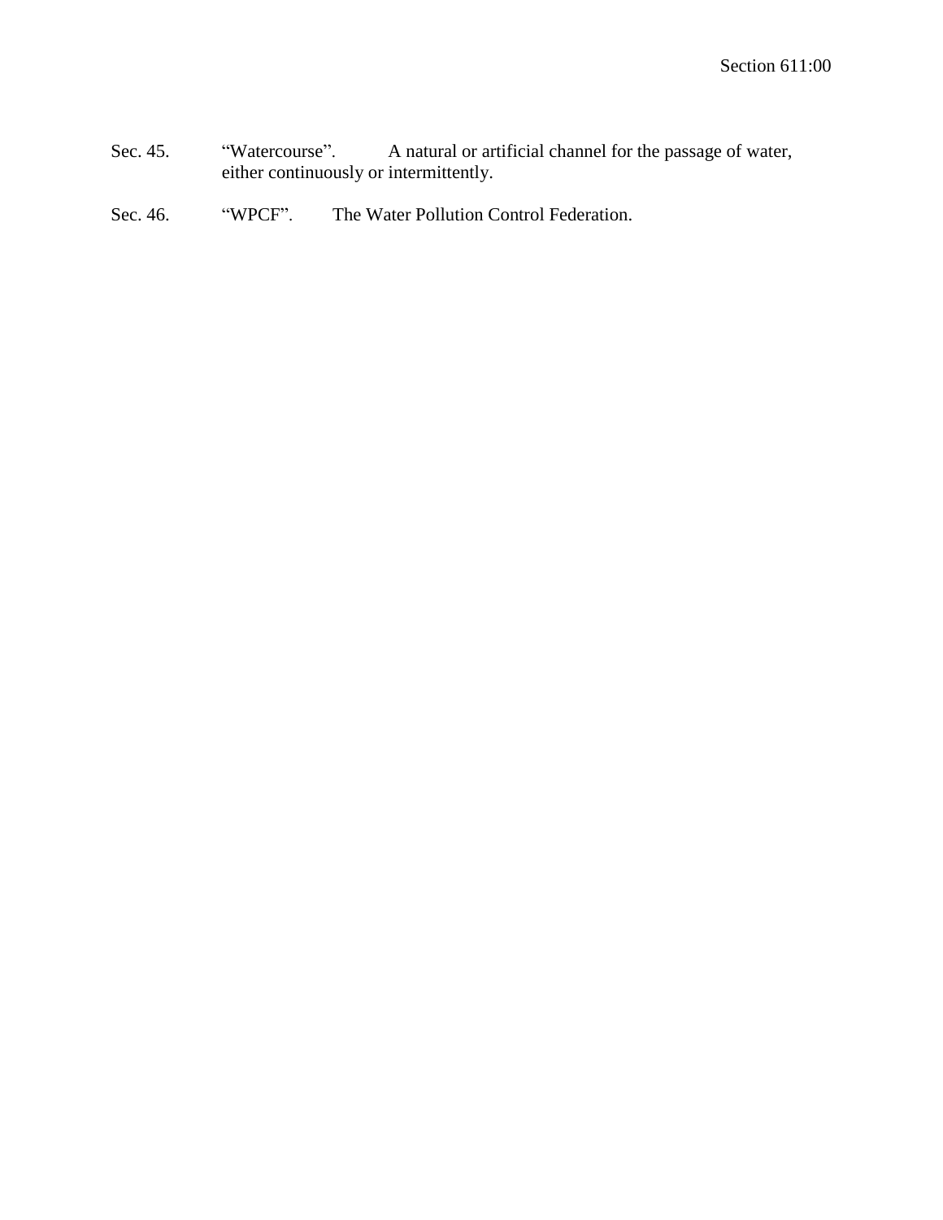Sec. 45. “Watercourse”. A natural or artificial channel for the passage of water, either continuously or intermittently.

Sec. 46. “WPCF”. The Water Pollution Control Federation.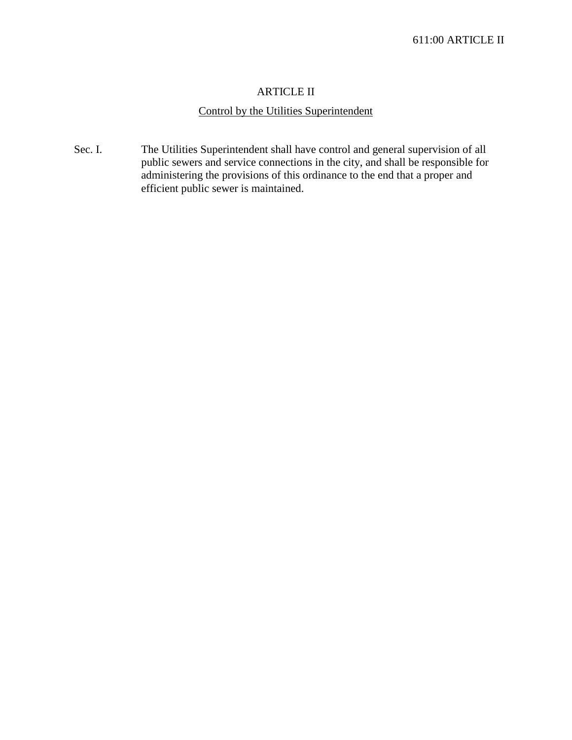# ARTICLE II

## Control by the Utilities Superintendent

Sec. I. The Utilities Superintendent shall have control and general supervision of all public sewers and service connections in the city, and shall be responsible for administering the provisions of this ordinance to the end that a proper and efficient public sewer is maintained.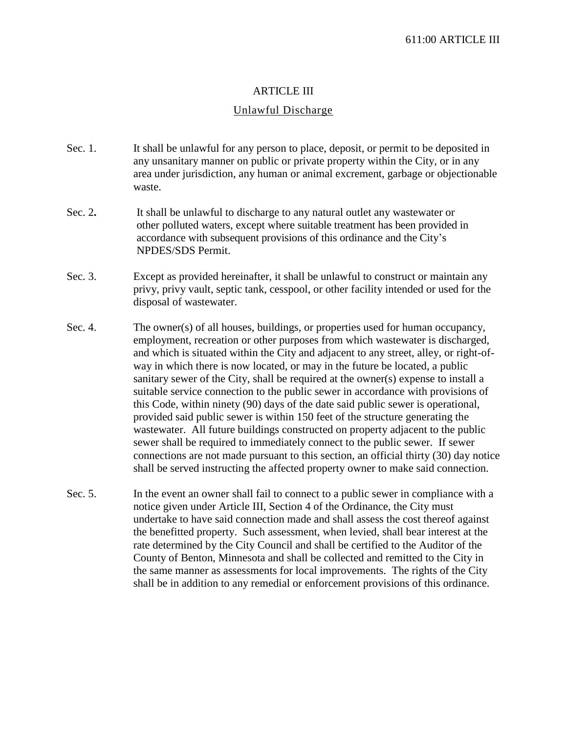# ARTICLE III

## Unlawful Discharge

Sec. 1. It shall be unlawful for any person to place, deposit, or permit to be deposited in any unsanitary manner on public or private property within the City, or in any area under jurisdiction, any human or animal excrement, garbage or objectionable waste.

Sec. 2. It shall be unlawful to discharge to any natural outlet any wastewater or other polluted waters, except where suitable treatment has been provided in accordance with subsequent provisions of this ordinance and the City's NPDES/SDS Permit.

Sec. 3. Except as provided hereinafter, it shall be unlawful to construct or maintain any privy, privy vault, septic tank, cesspool, or other facility intended or used for the disposal of wastewater.

Sec. 4. The owner(s) of all houses, buildings, or properties used for human occupancy, employment, recreation or other purposes from which wastewater is discharged, and which is situated within the City and adjacent to any street, alley, or right-of-way in which there is now located, or may in the future be located, a public sanitary sewer of the City, shall be required at the owner(s) expense to install a suitable service connection to the public sewer in accordance with provisions of this Code, within ninety (90) days of the date said public sewer is operational, provided said public sewer is within 150 feet of the structure generating the wastewater. All future buildings constructed on property adjacent to the public sewer shall be required to immediately connect to the public sewer. If sewer connections are not made pursuant to this section, an official thirty (30) day notice shall be served instructing the affected property owner to make said connection.

Sec. 5. In the event an owner shall fail to connect to a public sewer in compliance with a notice given under Article III, Section 4 of the Ordinance, the City must undertake to have said connection made and shall assess the cost thereof against the benefitted property. Such assessment, when levied, shall bear interest at the rate determined by the City Council and shall be certified to the Auditor of the County of Benton, Minnesota and shall be collected and remitted to the City in the same manner as assessments for local improvements. The rights of the City shall be in addition to any remedial or enforcement provisions of this ordinance.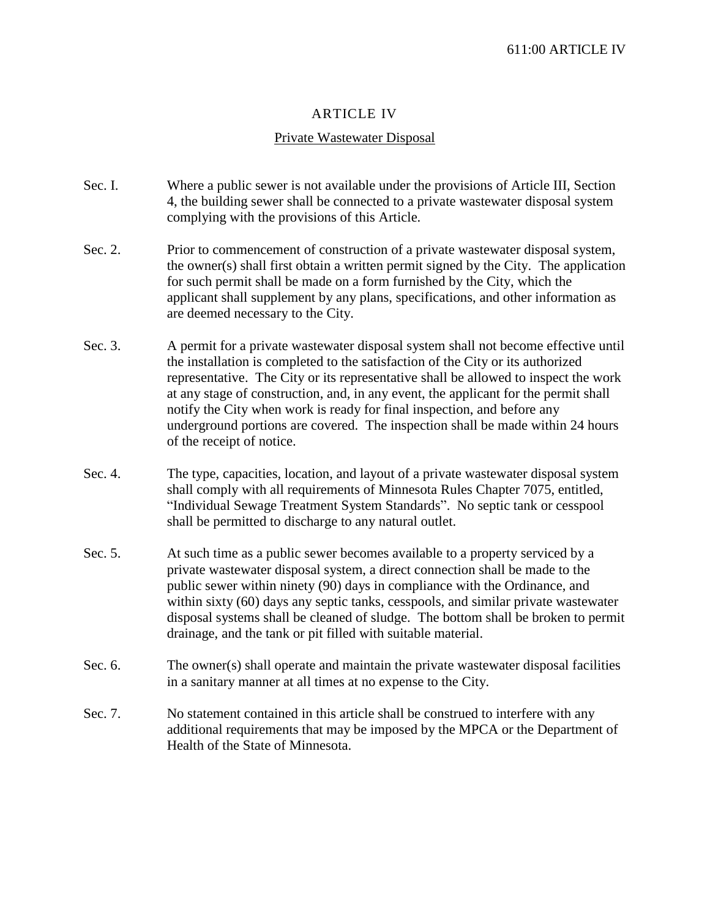# ARTICLE IV

## Private Wastewater Disposal

Sec. I. Where a public sewer is not available under the provisions of Article III, Section 4, the building sewer shall be connected to a private wastewater disposal system complying with the provisions of this Article.

Sec. 2. Prior to commencement of construction of a private wastewater disposal system, the owner(s) shall first obtain a written permit signed by the City. The application for such permit shall be made on a form furnished by the City, which the applicant shall supplement by any plans, specifications, and other information as are deemed necessary to the City.

Sec. 3. A permit for a private wastewater disposal system shall not become effective until the installation is completed to the satisfaction of the City or its authorized representative. The City or its representative shall be allowed to inspect the work at any stage of construction, and, in any event, the applicant for the permit shall notify the City when work is ready for final inspection, and before any underground portions are covered. The inspection shall be made within 24 hours of the receipt of notice.

Sec. 4. The type, capacities, location, and layout of a private wastewater disposal system shall comply with all requirements of Minnesota Rules Chapter 7075, entitled, “Individual Sewage Treatment System Standards”. No septic tank or cesspool shall be permitted to discharge to any natural outlet.

Sec. 5. At such time as a public sewer becomes available to a property serviced by a private wastewater disposal system, a direct connection shall be made to the public sewer within ninety (90) days in compliance with the Ordinance, and within sixty (60) days any septic tanks, cesspools, and similar private wastewater disposal systems shall be cleaned of sludge. The bottom shall be broken to permit drainage, and the tank or pit filled with suitable material.

Sec. 6. The owner(s) shall operate and maintain the private wastewater disposal facilities in a sanitary manner at all times at no expense to the City.

Sec. 7. No statement contained in this article shall be construed to interfere with any additional requirements that may be imposed by the MPCA or the Department of Health of the State of Minnesota.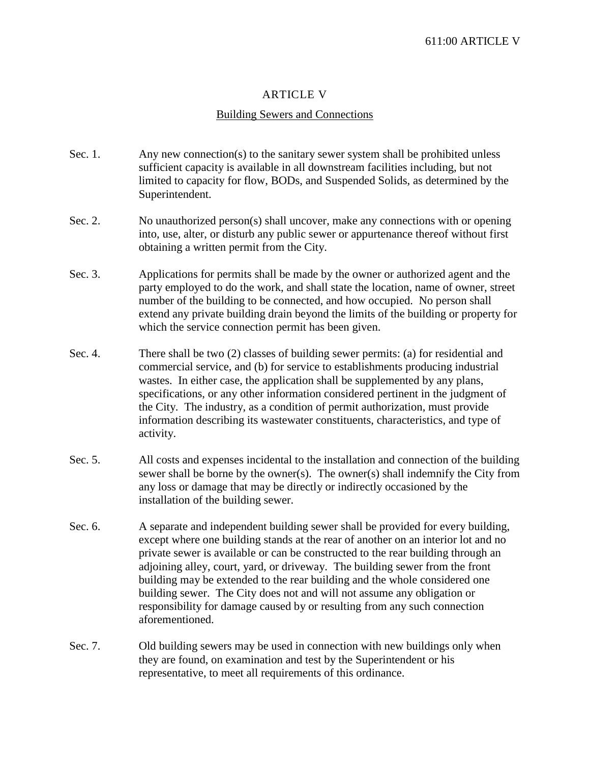# ARTICLE V

## Building Sewers and Connections

Sec. 1. Any new connection(s) to the sanitary sewer system shall be prohibited unless sufficient capacity is available in all downstream facilities including, but not limited to capacity for flow, BODs, and Suspended Solids, as determined by the Superintendent.

Sec. 2. No unauthorized person(s) shall uncover, make any connections with or opening into, use, alter, or disturb any public sewer or appurtenance thereof without first obtaining a written permit from the City.

Sec. 3. Applications for permits shall be made by the owner or authorized agent and the party employed to do the work, and shall state the location, name of owner, street number of the building to be connected, and how occupied. No person shall extend any private building drain beyond the limits of the building or property for which the service connection permit has been given.

Sec. 4. There shall be two (2) classes of building sewer permits: (a) for residential and commercial service, and (b) for service to establishments producing industrial wastes. In either case, the application shall be supplemented by any plans, specifications, or any other information considered pertinent in the judgment of the City. The industry, as a condition of permit authorization, must provide information describing its wastewater constituents, characteristics, and type of activity.

Sec. 5. All costs and expenses incidental to the installation and connection of the building sewer shall be borne by the owner(s). The owner(s) shall indemnify the City from any loss or damage that may be directly or indirectly occasioned by the installation of the building sewer.

Sec. 6. A separate and independent building sewer shall be provided for every building, except where one building stands at the rear of another on an interior lot and no private sewer is available or can be constructed to the rear building through an adjoining alley, court, yard, or driveway. The building sewer from the front building may be extended to the rear building and the whole considered one building sewer. The City does not and will not assume any obligation or responsibility for damage caused by or resulting from any such connection aforementioned.

Sec. 7. Old building sewers may be used in connection with new buildings only when they are found, on examination and test by the Superintendent or his representative, to meet all requirements of this ordinance.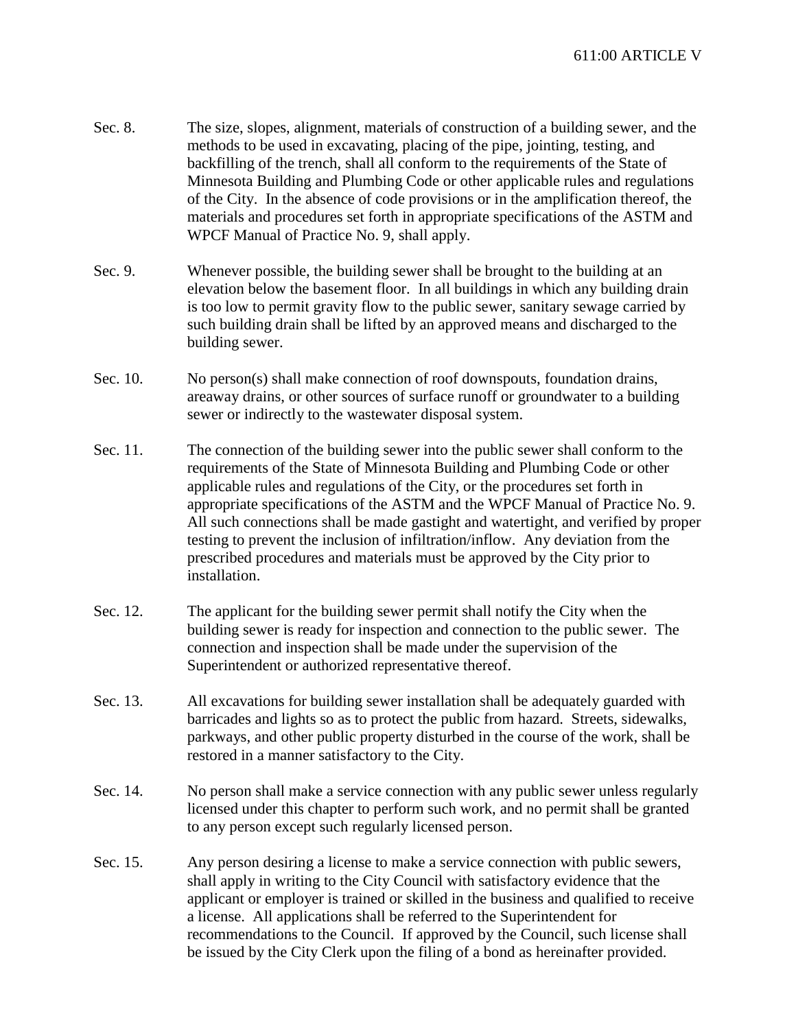Sec. 8. The size, slopes, alignment, materials of construction of a building sewer, and the methods to be used in excavating, placing of the pipe, jointing, testing, and backfilling of the trench, shall all conform to the requirements of the State of Minnesota Building and Plumbing Code or other applicable rules and regulations of the City. In the absence of code provisions or in the amplification thereof, the materials and procedures set forth in appropriate specifications of the ASTM and WPCF Manual of Practice No. 9, shall apply.

Sec. 9. Whenever possible, the building sewer shall be brought to the building at an elevation below the basement floor. In all buildings in which any building drain is too low to permit gravity flow to the public sewer, sanitary sewage carried by such building drain shall be lifted by an approved means and discharged to the building sewer.

Sec. 10. No person(s) shall make connection of roof downspouts, foundation drains, areaway drains, or other sources of surface runoff or groundwater to a building sewer or indirectly to the wastewater disposal system.

Sec. 11. The connection of the building sewer into the public sewer shall conform to the requirements of the State of Minnesota Building and Plumbing Code or other applicable rules and regulations of the City, or the procedures set forth in appropriate specifications of the ASTM and the WPCF Manual of Practice No. 9. All such connections shall be made gastight and watertight, and verified by proper testing to prevent the inclusion of infiltration/inflow. Any deviation from the prescribed procedures and materials must be approved by the City prior to installation.

Sec. 12. The applicant for the building sewer permit shall notify the City when the building sewer is ready for inspection and connection to the public sewer. The connection and inspection shall be made under the supervision of the Superintendent or authorized representative thereof.

Sec. 13. All excavations for building sewer installation shall be adequately guarded with barricades and lights so as to protect the public from hazard. Streets, sidewalks, parkways, and other public property disturbed in the course of the work, shall be restored in a manner satisfactory to the City.

Sec. 14. No person shall make a service connection with any public sewer unless regularly licensed under this chapter to perform such work, and no permit shall be granted to any person except such regularly licensed person.

Sec. 15. Any person desiring a license to make a service connection with public sewers, shall apply in writing to the City Council with satisfactory evidence that the applicant or employer is trained or skilled in the business and qualified to receive a license. All applications shall be referred to the Superintendent for recommendations to the Council. If approved by the Council, such license shall be issued by the City Clerk upon the filing of a bond as hereinafter provided.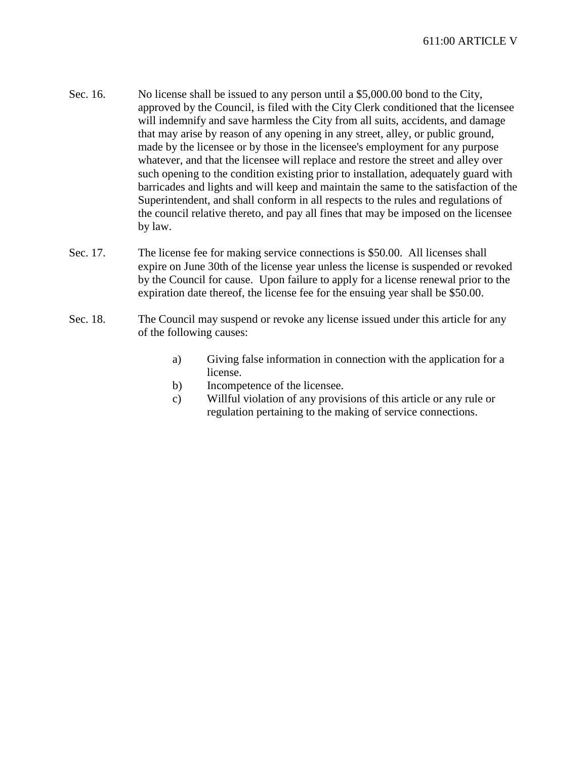Sec. 16. No license shall be issued to any person until a $5,000.00 bond to the City, approved by the Council, is filed with the City Clerk conditioned that the licensee will indemnify and save harmless the City from all suits, accidents, and damage that may arise by reason of any opening in any street, alley, or public ground, made by the licensee or by those in the licensee's employment for any purpose whatever, and that the licensee will replace and restore the street and alley over such opening to the condition existing prior to installation, adequately guard with barricades and lights and will keep and maintain the same to the satisfaction of the Superintendent, and shall conform in all respects to the rules and regulations of the council relative thereto, and pay all fines that may be imposed on the licensee by law.

Sec. 17. The license fee for making service connections is $50.00. All licenses shall expire on June 30th of the license year unless the license is suspended or revoked by the Council for cause. Upon failure to apply for a license renewal prior to the expiration date thereof, the license fee for the ensuing year shall be $50.00.

Sec. 18. The Council may suspend or revoke any license issued under this article for any of the following causes:

a) Giving false information in connection with the application for a license.
b) Incompetence of the licensee.
c) Willful violation of any provisions of this article or any rule or regulation pertaining to the making of service connections.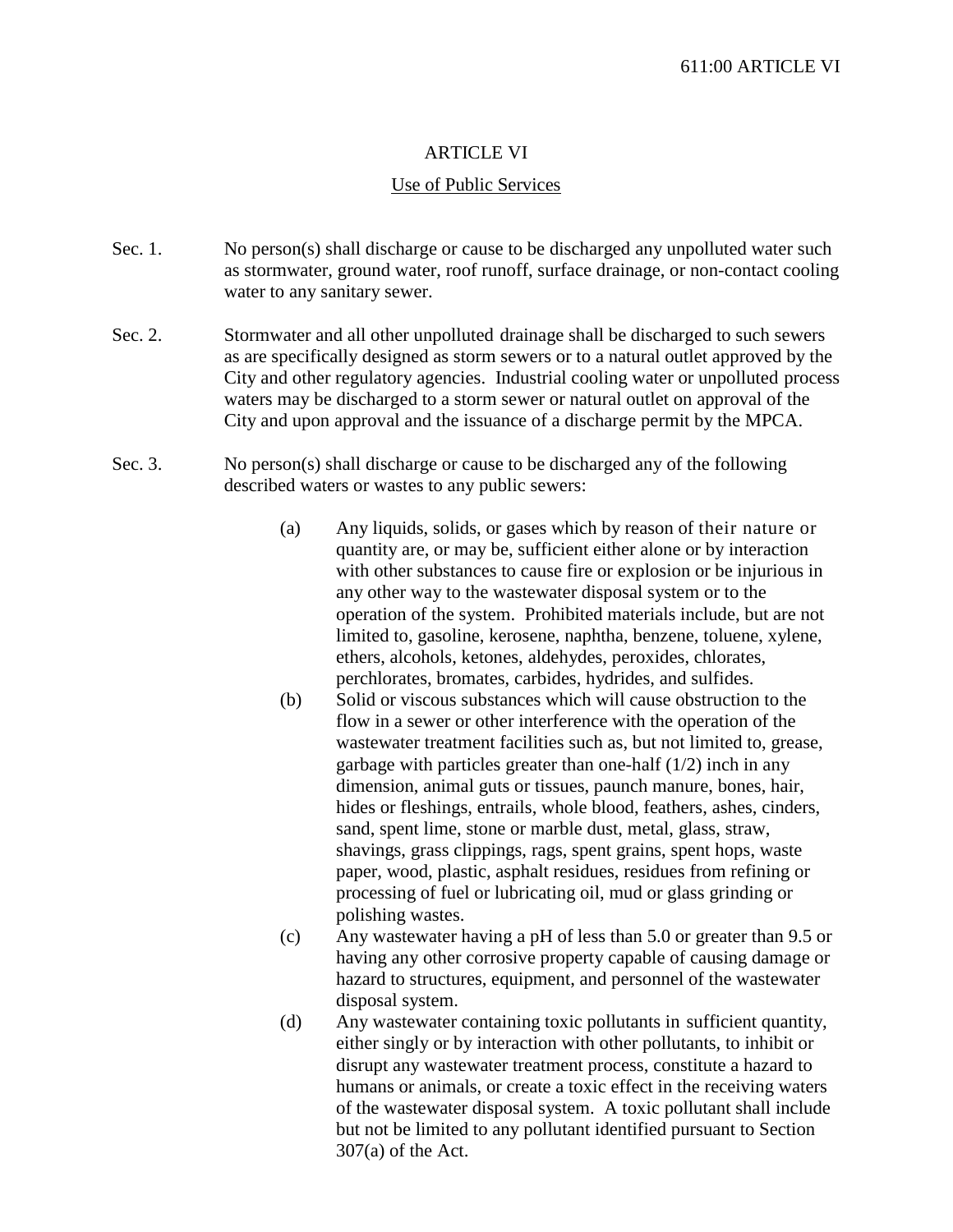# ARTICLE VI

## Use of Public Services

Sec. 1. No person(s) shall discharge or cause to be discharged any unpolluted water such as stormwater, ground water, roof runoff, surface drainage, or non-contact cooling water to any sanitary sewer.

Sec. 2. Stormwater and all other unpolluted drainage shall be discharged to such sewers as are specifically designed as storm sewers or to a natural outlet approved by the City and other regulatory agencies. Industrial cooling water or unpolluted process waters may be discharged to a storm sewer or natural outlet on approval of the City and upon approval and the issuance of a discharge permit by the MPCA.

Sec. 3. No person(s) shall discharge or cause to be discharged any of the following described waters or wastes to any public sewers:

(a) Any liquids, solids, or gases which by reason of their nature or quantity are, or may be, sufficient either alone or by interaction with other substances to cause fire or explosion or be injurious in any other way to the wastewater disposal system or to the operation of the system. Prohibited materials include, but are not limited to, gasoline, kerosene, naphtha, benzene, toluene, xylene, ethers, alcohols, ketones, aldehydes, peroxides, chlorates, perchlorates, bromates, carbides, hydrides, and sulfides.

(b) Solid or viscous substances which will cause obstruction to the flow in a sewer or other interference with the operation of the wastewater treatment facilities such as, but not limited to, grease, garbage with particles greater than one-half (1/2) inch in any dimension, animal guts or tissues, paunch manure, bones, hair, hides or fleshings, entrails, whole blood, feathers, ashes, cinders, sand, spent lime, stone or marble dust, metal, glass, straw, shavings, grass clippings, rags, spent grains, spent hops, waste paper, wood, plastic, asphalt residues, residues from refining or processing of fuel or lubricating oil, mud or glass grinding or polishing wastes.

(c) Any wastewater having a pH of less than 5.0 or greater than 9.5 or having any other corrosive property capable of causing damage or hazard to structures, equipment, and personnel of the wastewater disposal system.

(d) Any wastewater containing toxic pollutants in sufficient quantity, either singly or by interaction with other pollutants, to inhibit or disrupt any wastewater treatment process, constitute a hazard to humans or animals, or create a toxic effect in the receiving waters of the wastewater disposal system. A toxic pollutant shall include but not be limited to any pollutant identified pursuant to Section 307(a) of the Act.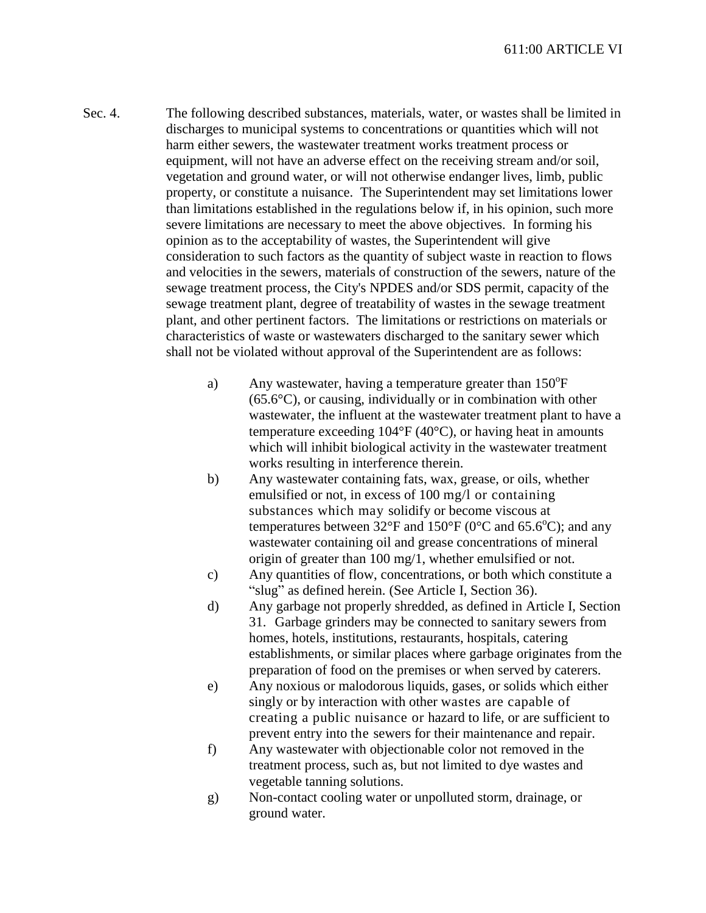Sec. 4. The following described substances, materials, water, or wastes shall be limited in discharges to municipal systems to concentrations or quantities which will not harm either sewers, the wastewater treatment works treatment process or equipment, will not have an adverse effect on the receiving stream and/or soil, vegetation and ground water, or will not otherwise endanger lives, limb, public property, or constitute a nuisance. The Superintendent may set limitations lower than limitations established in the regulations below if, in his opinion, such more severe limitations are necessary to meet the above objectives. In forming his opinion as to the acceptability of wastes, the Superintendent will give consideration to such factors as the quantity of subject waste in reaction to flows and velocities in the sewers, materials of construction of the sewers, nature of the sewage treatment process, the City's NPDES and/or SDS permit, capacity of the sewage treatment plant, degree of treatability of wastes in the sewage treatment plant, and other pertinent factors. The limitations or restrictions on materials or characteristics of waste or wastewaters discharged to the sanitary sewer which shall not be violated without approval of the Superintendent are as follows:

a) Any wastewater, having a temperature greater than 150°F (65.6°C), or causing, individually or in combination with other wastewater, the influent at the wastewater treatment plant to have a temperature exceeding 104°F (40°C), or having heat in amounts which will inhibit biological activity in the wastewater treatment works resulting in interference therein.

b) Any wastewater containing fats, wax, grease, or oils, whether emulsified or not, in excess of 100 mg/l or containing substances which may solidify or become viscous at temperatures between 32°F and 150°F (0°C and 65.6°C); and any wastewater containing oil and grease concentrations of mineral origin of greater than 100 mg/1, whether emulsified or not.

c) Any quantities of flow, concentrations, or both which constitute a "slug" as defined herein. (See Article I, Section 36).

d) Any garbage not properly shredded, as defined in Article I, Section 31. Garbage grinders may be connected to sanitary sewers from homes, hotels, institutions, restaurants, hospitals, catering establishments, or similar places where garbage originates from the preparation of food on the premises or when served by caterers.

e) Any noxious or malodorous liquids, gases, or solids which either singly or by interaction with other wastes are capable of creating a public nuisance or hazard to life, or are sufficient to prevent entry into the sewers for their maintenance and repair.

f) Any wastewater with objectionable color not removed in the treatment process, such as, but not limited to dye wastes and vegetable tanning solutions.

g) Non-contact cooling water or unpolluted storm, drainage, or ground water.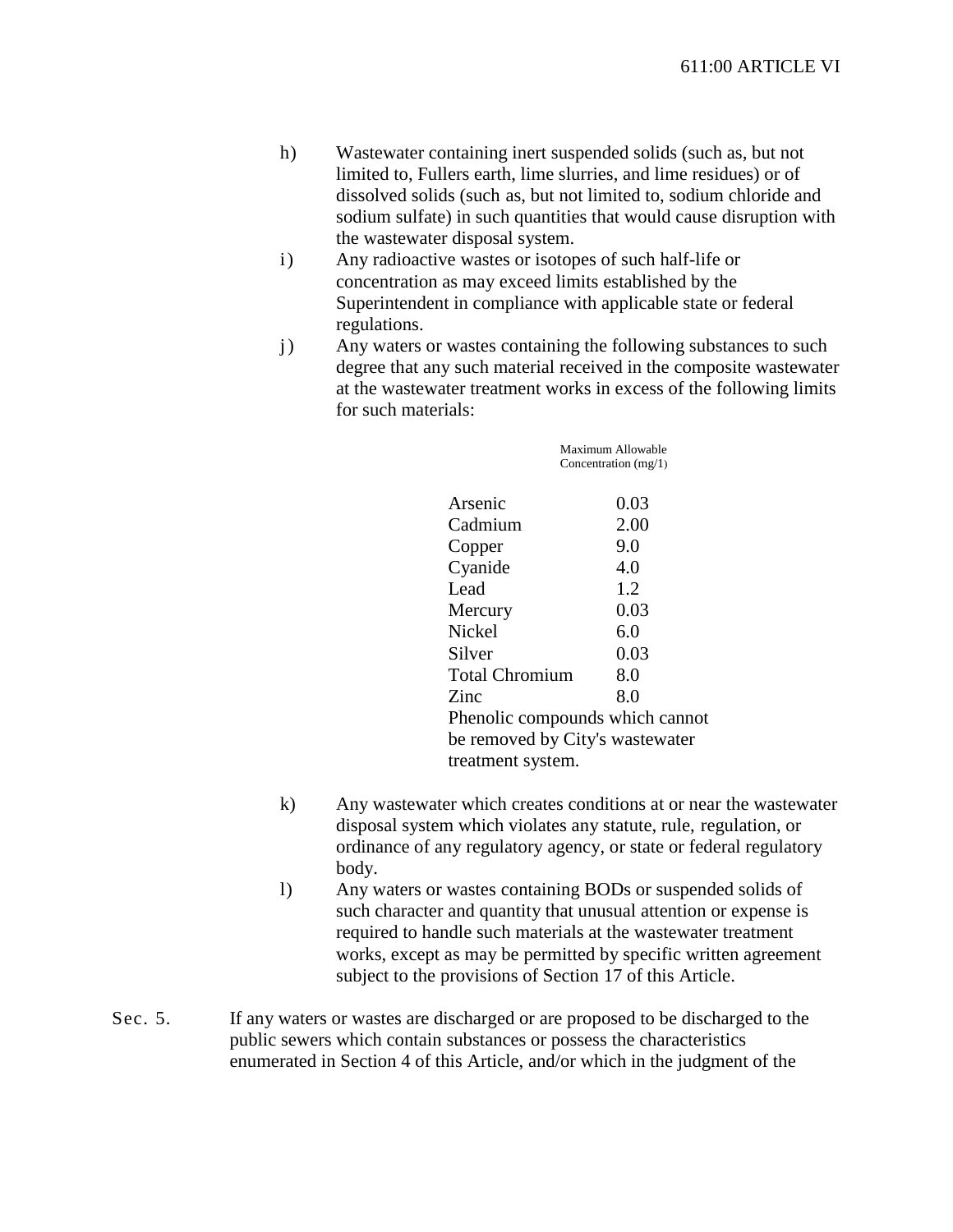h) Wastewater containing inert suspended solids (such as, but not limited to, Fullers earth, lime slurries, and lime residues) or of dissolved solids (such as, but not limited to, sodium chloride and sodium sulfate) in such quantities that would cause disruption with the wastewater disposal system.

i) Any radioactive wastes or isotopes of such half-life or concentration as may exceed limits established by the Superintendent in compliance with applicable state or federal regulations.

j) Any waters or wastes containing the following substances to such degree that any such material received in the composite wastewater at the wastewater treatment works in excess of the following limits for such materials:

| | Maximum Allowable Concentration (mg/1) |
|---|---|
| Arsenic | 0.03 |
| Cadmium | 2.00 |
| Copper | 9.0 |
| Cyanide | 4.0 |
| Lead | 1.2 |
| Mercury | 0.03 |
| Nickel | 6.0 |
| Silver | 0.03 |
| Total Chromium | 8.0 |
| Zinc | 8.0 |

Phenolic compounds which cannot be removed by City's wastewater treatment system.

k) Any wastewater which creates conditions at or near the wastewater disposal system which violates any statute, rule, regulation, or ordinance of any regulatory agency, or state or federal regulatory body.

l) Any waters or wastes containing BODs or suspended solids of such character and quantity that unusual attention or expense is required to handle such materials at the wastewater treatment works, except as may be permitted by specific written agreement subject to the provisions of Section 17 of this Article.

Sec. 5. If any waters or wastes are discharged or are proposed to be discharged to the public sewers which contain substances or possess the characteristics enumerated in Section 4 of this Article, and/or which in the judgment of the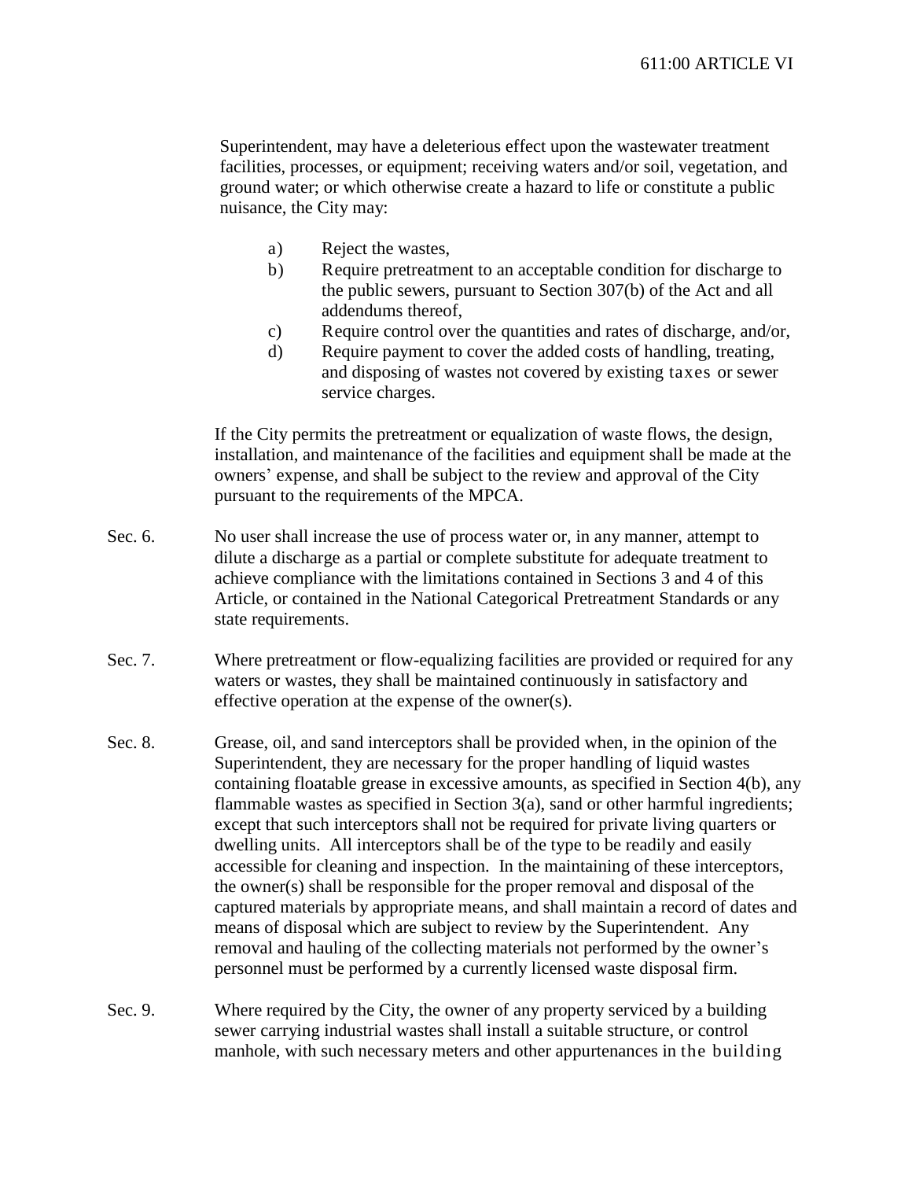Superintendent, may have a deleterious effect upon the wastewater treatment facilities, processes, or equipment; receiving waters and/or soil, vegetation, and ground water; or which otherwise create a hazard to life or constitute a public nuisance, the City may:

a) Reject the wastes,

b) Require pretreatment to an acceptable condition for discharge to the public sewers, pursuant to Section 307(b) of the Act and all addendums thereof,

c) Require control over the quantities and rates of discharge, and/or,

d) Require payment to cover the added costs of handling, treating, and disposing of wastes not covered by existing taxes or sewer service charges.

If the City permits the pretreatment or equalization of waste flows, the design, installation, and maintenance of the facilities and equipment shall be made at the owners' expense, and shall be subject to the review and approval of the City pursuant to the requirements of the MPCA.

Sec. 6. No user shall increase the use of process water or, in any manner, attempt to dilute a discharge as a partial or complete substitute for adequate treatment to achieve compliance with the limitations contained in Sections 3 and 4 of this Article, or contained in the National Categorical Pretreatment Standards or any state requirements.

Sec. 7. Where pretreatment or flow-equalizing facilities are provided or required for any waters or wastes, they shall be maintained continuously in satisfactory and effective operation at the expense of the owner(s).

Sec. 8. Grease, oil, and sand interceptors shall be provided when, in the opinion of the Superintendent, they are necessary for the proper handling of liquid wastes containing floatable grease in excessive amounts, as specified in Section 4(b), any flammable wastes as specified in Section 3(a), sand or other harmful ingredients; except that such interceptors shall not be required for private living quarters or dwelling units. All interceptors shall be of the type to be readily and easily accessible for cleaning and inspection. In the maintaining of these interceptors, the owner(s) shall be responsible for the proper removal and disposal of the captured materials by appropriate means, and shall maintain a record of dates and means of disposal which are subject to review by the Superintendent. Any removal and hauling of the collecting materials not performed by the owner's personnel must be performed by a currently licensed waste disposal firm.

Sec. 9. Where required by the City, the owner of any property serviced by a building sewer carrying industrial wastes shall install a suitable structure, or control manhole, with such necessary meters and other appurtenances in the building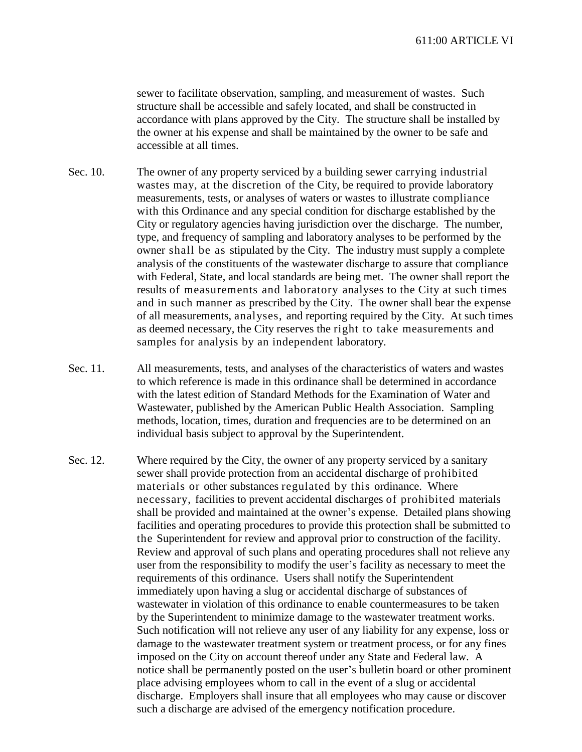sewer to facilitate observation, sampling, and measurement of wastes. Such structure shall be accessible and safely located, and shall be constructed in accordance with plans approved by the City. The structure shall be installed by the owner at his expense and shall be maintained by the owner to be safe and accessible at all times.

Sec. 10. The owner of any property serviced by a building sewer carrying industrial wastes may, at the discretion of the City, be required to provide laboratory measurements, tests, or analyses of waters or wastes to illustrate compliance with this Ordinance and any special condition for discharge established by the City or regulatory agencies having jurisdiction over the discharge. The number, type, and frequency of sampling and laboratory analyses to be performed by the owner shall be as stipulated by the City. The industry must supply a complete analysis of the constituents of the wastewater discharge to assure that compliance with Federal, State, and local standards are being met. The owner shall report the results of measurements and laboratory analyses to the City at such times and in such manner as prescribed by the City. The owner shall bear the expense of all measurements, analyses, and reporting required by the City. At such times as deemed necessary, the City reserves the right to take measurements and samples for analysis by an independent laboratory.

Sec. 11. All measurements, tests, and analyses of the characteristics of waters and wastes to which reference is made in this ordinance shall be determined in accordance with the latest edition of Standard Methods for the Examination of Water and Wastewater, published by the American Public Health Association. Sampling methods, location, times, duration and frequencies are to be determined on an individual basis subject to approval by the Superintendent.

Sec. 12. Where required by the City, the owner of any property serviced by a sanitary sewer shall provide protection from an accidental discharge of prohibited materials or other substances regulated by this ordinance. Where necessary, facilities to prevent accidental discharges of prohibited materials shall be provided and maintained at the owner's expense. Detailed plans showing facilities and operating procedures to provide this protection shall be submitted to the Superintendent for review and approval prior to construction of the facility. Review and approval of such plans and operating procedures shall not relieve any user from the responsibility to modify the user's facility as necessary to meet the requirements of this ordinance. Users shall notify the Superintendent immediately upon having a slug or accidental discharge of substances of wastewater in violation of this ordinance to enable countermeasures to be taken by the Superintendent to minimize damage to the wastewater treatment works. Such notification will not relieve any user of any liability for any expense, loss or damage to the wastewater treatment system or treatment process, or for any fines imposed on the City on account thereof under any State and Federal law. A notice shall be permanently posted on the user's bulletin board or other prominent place advising employees whom to call in the event of a slug or accidental discharge. Employers shall insure that all employees who may cause or discover such a discharge are advised of the emergency notification procedure.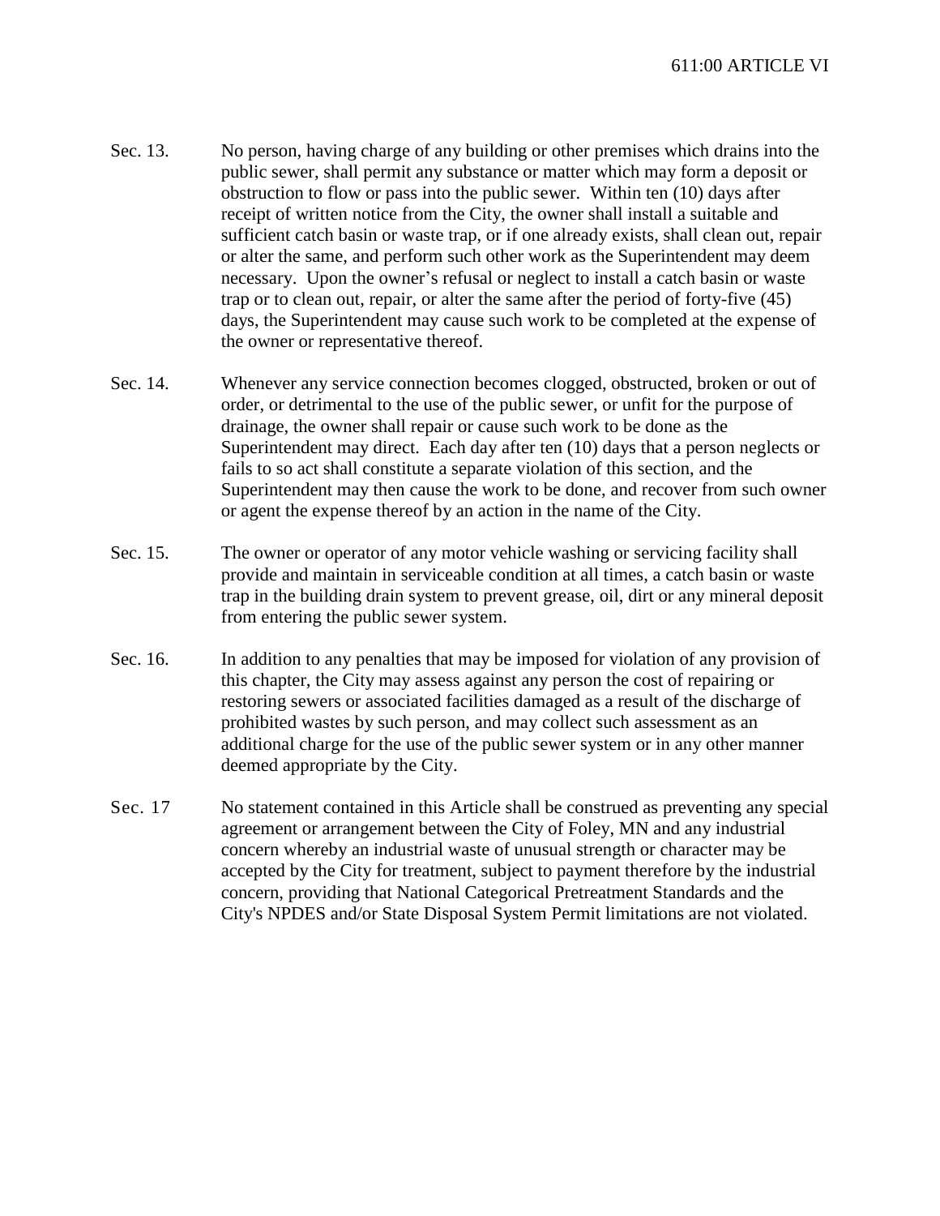Sec. 13. No person, having charge of any building or other premises which drains into the public sewer, shall permit any substance or matter which may form a deposit or obstruction to flow or pass into the public sewer. Within ten (10) days after receipt of written notice from the City, the owner shall install a suitable and sufficient catch basin or waste trap, or if one already exists, shall clean out, repair or alter the same, and perform such other work as the Superintendent may deem necessary. Upon the owner's refusal or neglect to install a catch basin or waste trap or to clean out, repair, or alter the same after the period of forty-five (45) days, the Superintendent may cause such work to be completed at the expense of the owner or representative thereof.

Sec. 14. Whenever any service connection becomes clogged, obstructed, broken or out of order, or detrimental to the use of the public sewer, or unfit for the purpose of drainage, the owner shall repair or cause such work to be done as the Superintendent may direct. Each day after ten (10) days that a person neglects or fails to so act shall constitute a separate violation of this section, and the Superintendent may then cause the work to be done, and recover from such owner or agent the expense thereof by an action in the name of the City.

Sec. 15. The owner or operator of any motor vehicle washing or servicing facility shall provide and maintain in serviceable condition at all times, a catch basin or waste trap in the building drain system to prevent grease, oil, dirt or any mineral deposit from entering the public sewer system.

Sec. 16. In addition to any penalties that may be imposed for violation of any provision of this chapter, the City may assess against any person the cost of repairing or restoring sewers or associated facilities damaged as a result of the discharge of prohibited wastes by such person, and may collect such assessment as an additional charge for the use of the public sewer system or in any other manner deemed appropriate by the City.

Sec. 17 No statement contained in this Article shall be construed as preventing any special agreement or arrangement between the City of Foley, MN and any industrial concern whereby an industrial waste of unusual strength or character may be accepted by the City for treatment, subject to payment therefore by the industrial concern, providing that National Categorical Pretreatment Standards and the City's NPDES and/or State Disposal System Permit limitations are not violated.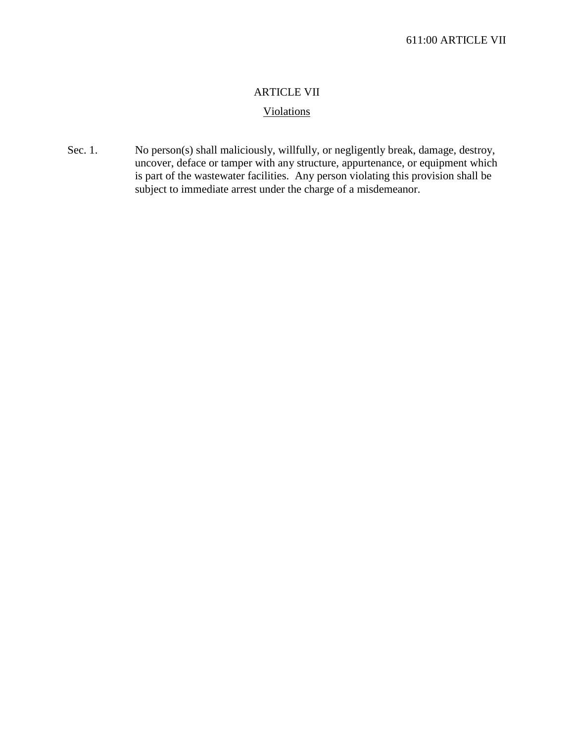# ARTICLE VII

## Violations

Sec. 1. No person(s) shall maliciously, willfully, or negligently break, damage, destroy, uncover, deface or tamper with any structure, appurtenance, or equipment which is part of the wastewater facilities. Any person violating this provision shall be subject to immediate arrest under the charge of a misdemeanor.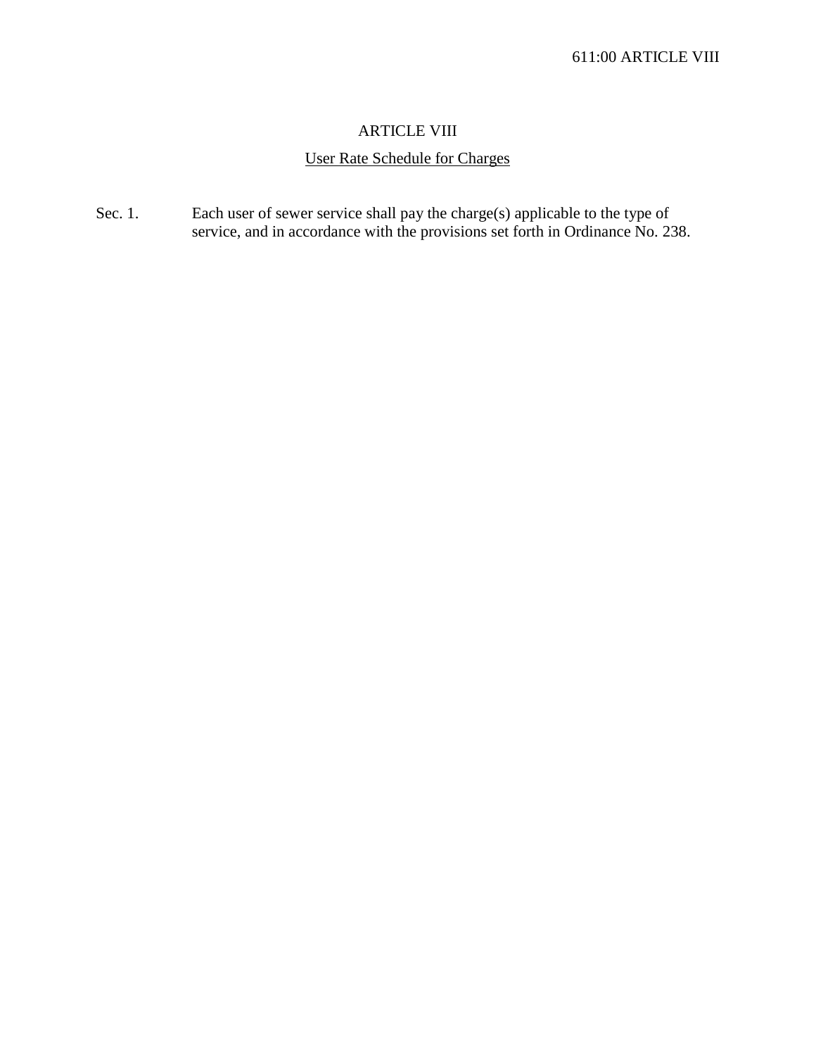# ARTICLE VIII

## User Rate Schedule for Charges

Sec. 1. Each user of sewer service shall pay the charge(s) applicable to the type of service, and in accordance with the provisions set forth in Ordinance No. 238.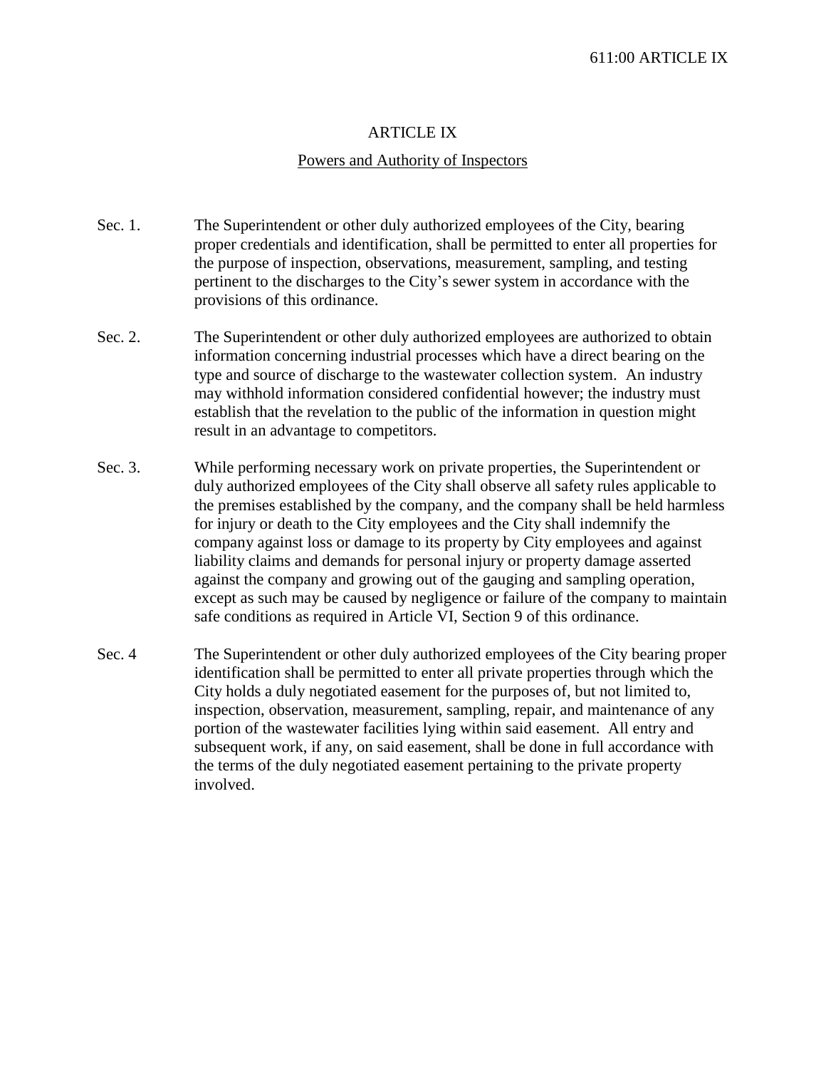# ARTICLE IX

## Powers and Authority of Inspectors

Sec. 1. The Superintendent or other duly authorized employees of the City, bearing proper credentials and identification, shall be permitted to enter all properties for the purpose of inspection, observations, measurement, sampling, and testing pertinent to the discharges to the City's sewer system in accordance with the provisions of this ordinance.

Sec. 2. The Superintendent or other duly authorized employees are authorized to obtain information concerning industrial processes which have a direct bearing on the type and source of discharge to the wastewater collection system. An industry may withhold information considered confidential however; the industry must establish that the revelation to the public of the information in question might result in an advantage to competitors.

Sec. 3. While performing necessary work on private properties, the Superintendent or duly authorized employees of the City shall observe all safety rules applicable to the premises established by the company, and the company shall be held harmless for injury or death to the City employees and the City shall indemnify the company against loss or damage to its property by City employees and against liability claims and demands for personal injury or property damage asserted against the company and growing out of the gauging and sampling operation, except as such may be caused by negligence or failure of the company to maintain safe conditions as required in Article VI, Section 9 of this ordinance.

Sec. 4 The Superintendent or other duly authorized employees of the City bearing proper identification shall be permitted to enter all private properties through which the City holds a duly negotiated easement for the purposes of, but not limited to, inspection, observation, measurement, sampling, repair, and maintenance of any portion of the wastewater facilities lying within said easement. All entry and subsequent work, if any, on said easement, shall be done in full accordance with the terms of the duly negotiated easement pertaining to the private property involved.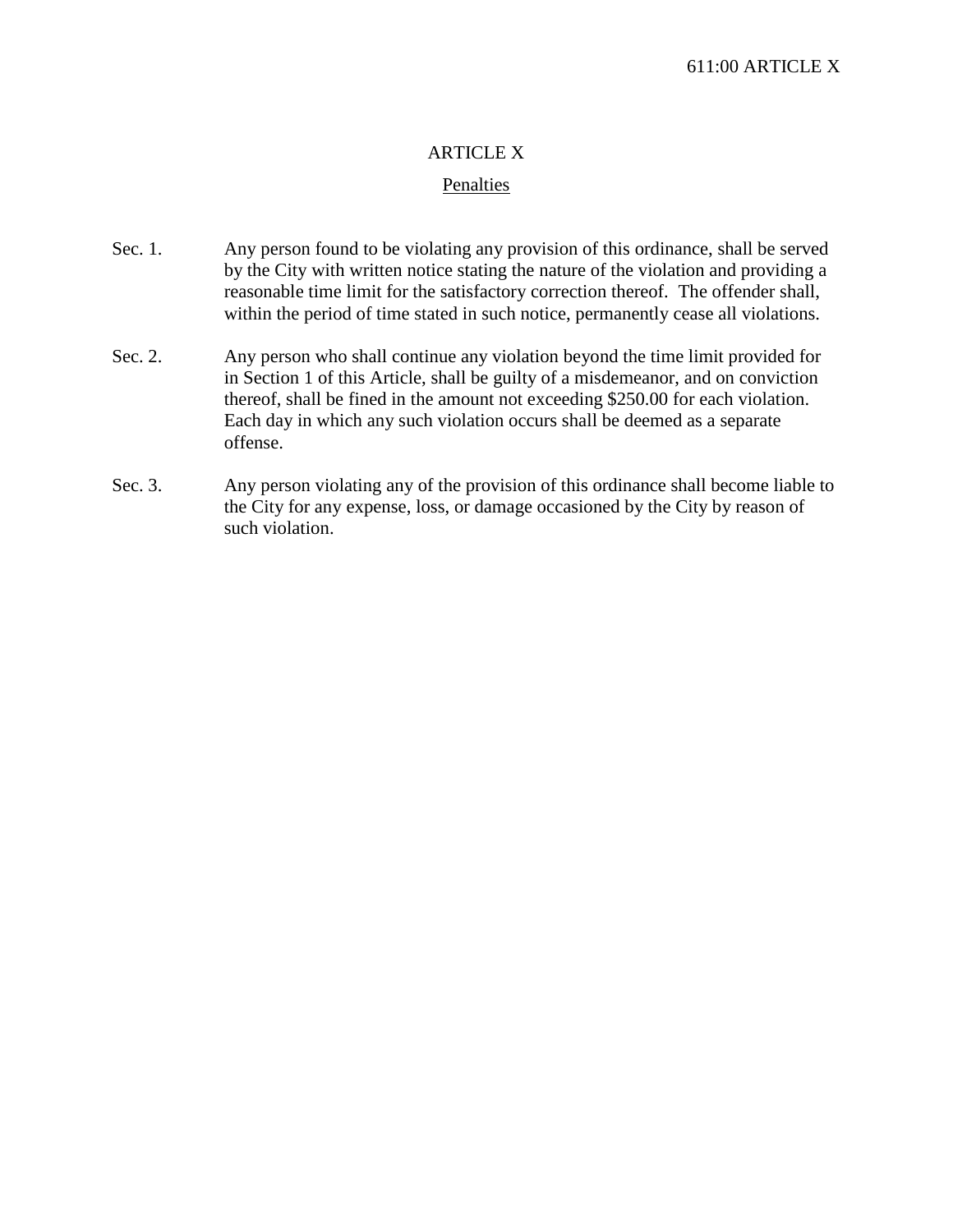# ARTICLE X

## Penalties

Sec. 1. Any person found to be violating any provision of this ordinance, shall be served by the City with written notice stating the nature of the violation and providing a reasonable time limit for the satisfactory correction thereof. The offender shall, within the period of time stated in such notice, permanently cease all violations.

Sec. 2. Any person who shall continue any violation beyond the time limit provided for in Section 1 of this Article, shall be guilty of a misdemeanor, and on conviction thereof, shall be fined in the amount not exceeding $250.00 for each violation. Each day in which any such violation occurs shall be deemed as a separate offense.

Sec. 3. Any person violating any of the provision of this ordinance shall become liable to the City for any expense, loss, or damage occasioned by the City by reason of such violation.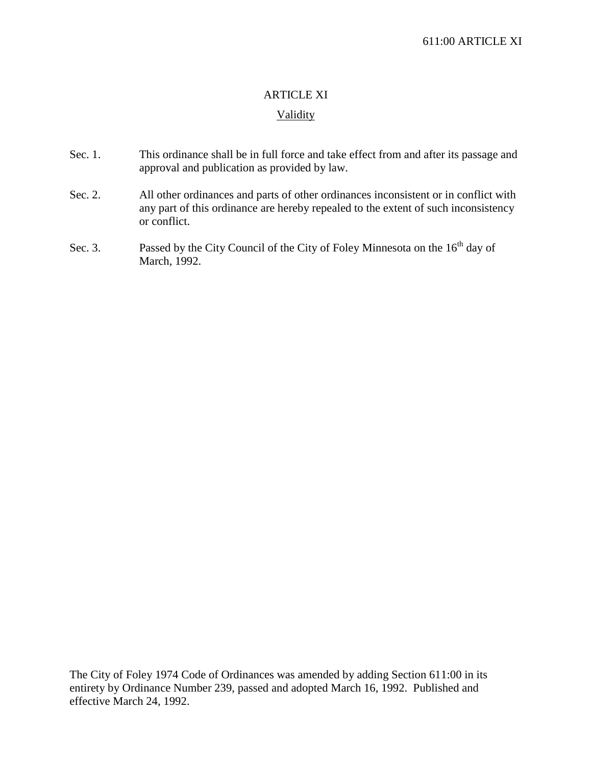## ARTICLE XI

### Validity

Sec. 1. This ordinance shall be in full force and take effect from and after its passage and approval and publication as provided by law.

Sec. 2. All other ordinances and parts of other ordinances inconsistent or in conflict with any part of this ordinance are hereby repealed to the extent of such inconsistency or conflict.

Sec. 3. Passed by the City Council of the City of Foley Minnesota on the 16th day of March, 1992.

The City of Foley 1974 Code of Ordinances was amended by adding Section 611:00 in its entirety by Ordinance Number 239, passed and adopted March 16, 1992. Published and effective March 24, 1992.